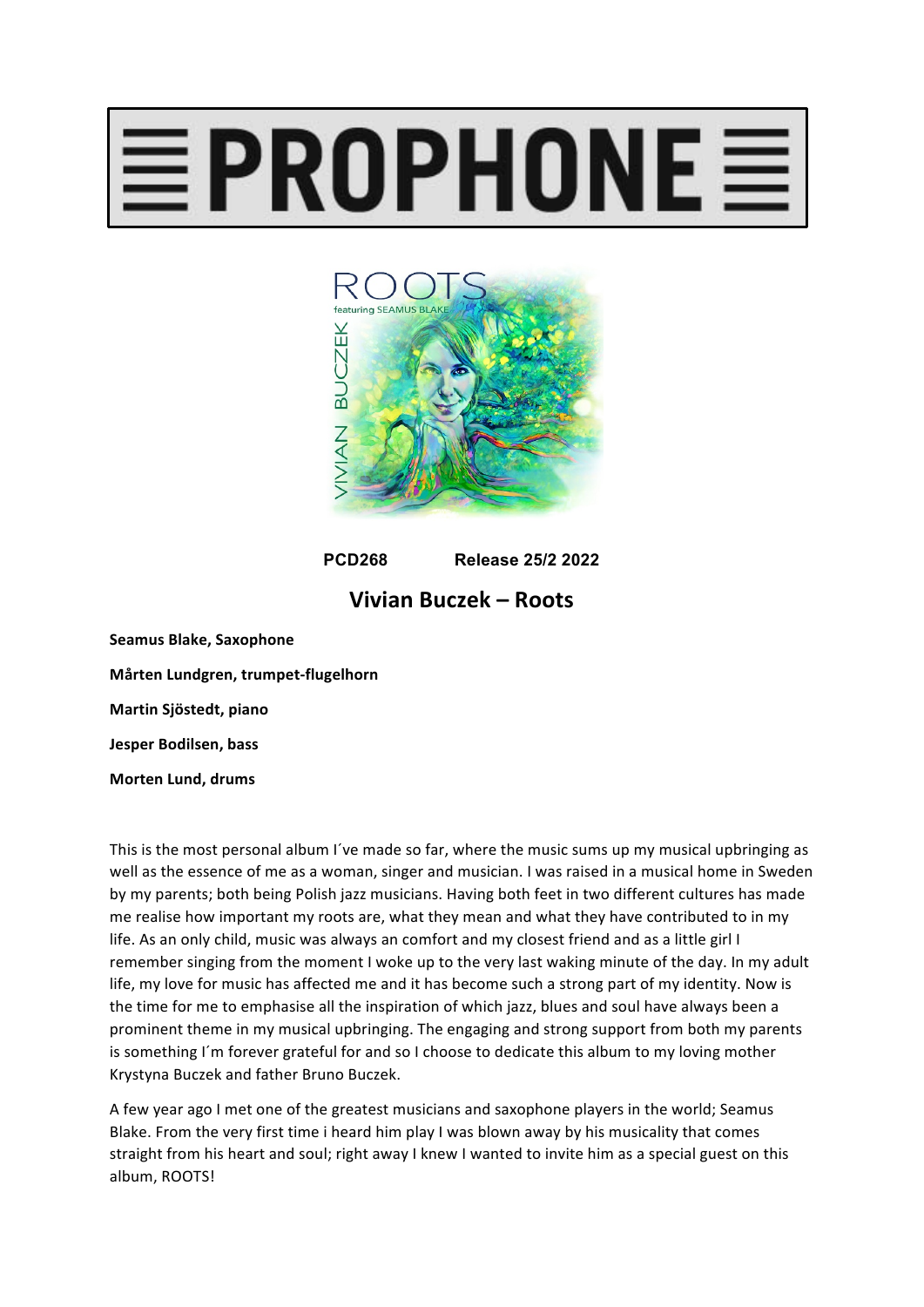# PROPHONE

**PCD268 Release 25/2 2022**

## Vivian Buczek – Roots

**Seamus Blake, Saxophone**

**Mårten Lundgren, trumpet-flugelhorn**

**Martin Sjöstedt, piano**

**Jesper Bodilsen, bass**

**Morten Lund, drums**

This is the most personal album I´ve made so far, where the music sums up my musical upbringing as well as the essence of me as a woman, singer and musician. I was raised in a musical home in Sweden by my parents; both being Polish jazz musicians. Having both feet in two different cultures has made me realise how important my roots are, what they mean and what they have contributed to in my life. As an only child, music was always an comfort and my closest friend and as a little girl I remember singing from the moment I woke up to the very last waking minute of the day. In my adult life, my love for music has affected me and it has become such a strong part of my identity. Now is the time for me to emphasise all the inspiration of which jazz, blues and soul have always been a prominent theme in my musical upbringing. The engaging and strong support from both my parents is something I´m forever grateful for and so I choose to dedicate this album to my loving mother Krystyna Buczek and father Bruno Buczek.

A few year ago I met one of the greatest musicians and saxophone players in the world; Seamus Blake. From the very first time i heard him play I was blown away by his musicality that comes straight from his heart and soul; right away I knew I wanted to invite him as a special guest on this album, ROOTS!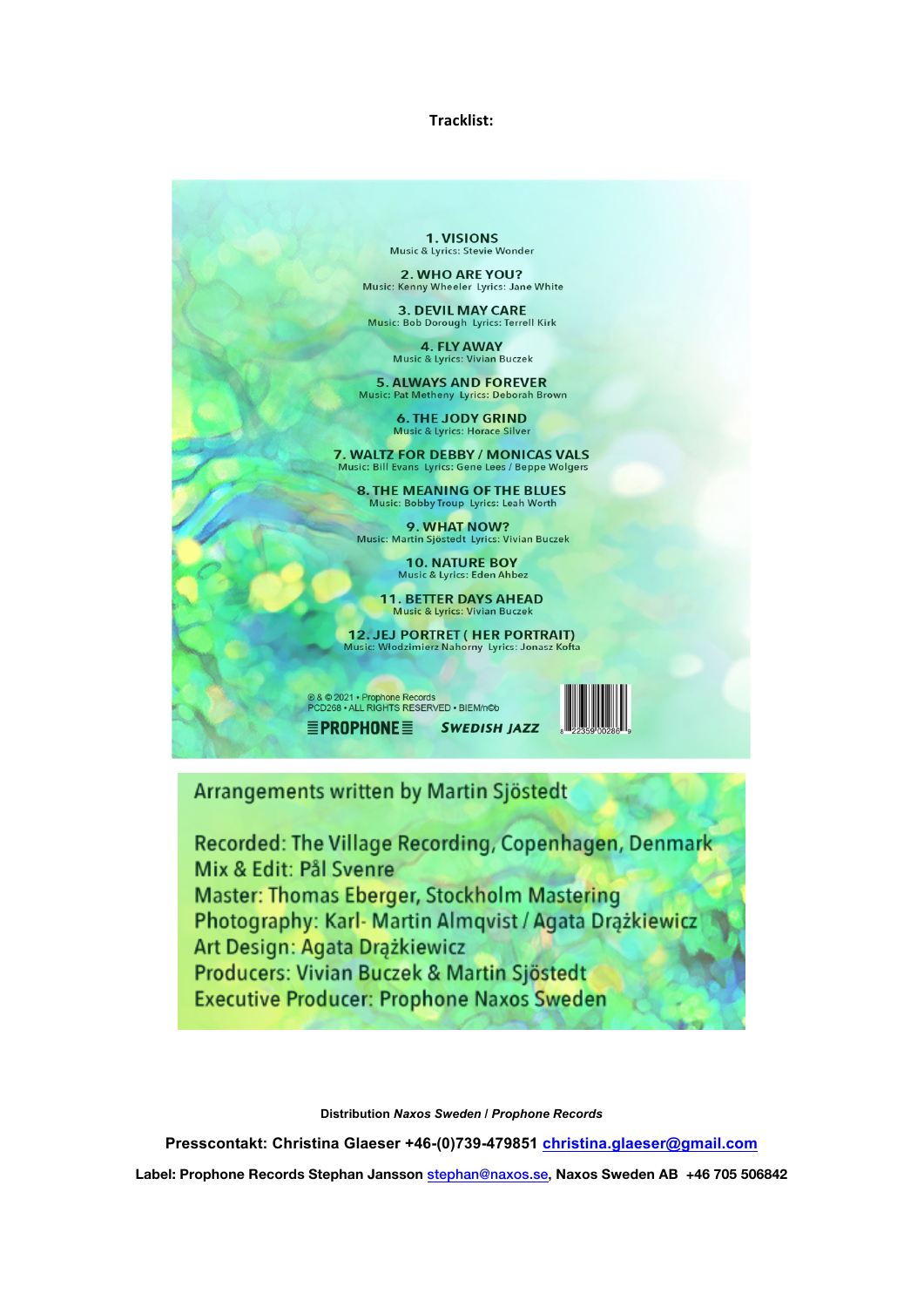**Tracklist:**

**1. VISIONS**
Music & Lyrics: Stevie Wonder

**2. WHO ARE YOU?**
Music: Kenny Wheeler Lyrics: Jane White

**3. DEVIL MAY CARE**
Music: Bob Dorough Lyrics: Terrell Kirk

**4. FLY AWAY**
Music & Lyrics: Vivian Buczek

**5. ALWAYS AND FOREVER**
Music: Pat Metheny Lyrics: Deborah Brown

**6. THE JODY GRIND**
Music & Lyrics: Horace Silver

**7. WALTZ FOR DEBBY / MONICAS VALS**
Music: Bill Evans Lyrics: Gene Lees / Beppe Wolgers

**8. THE MEANING OF THE BLUES**
Music: Bobby Troup Lyrics: Leah Worth

**9. WHAT NOW?**
Music: Martin Sjöstedt Lyrics: Vivian Buczek

**10. NATURE BOY**
Music & Lyrics: Eden Ahbez

**11. BETTER DAYS AHEAD**
Music & Lyrics: Vivian Buczek

**12. JEJ PORTRET ( HER PORTRAIT)**
Music: Wlodzimierz Nahorny Lyrics: Jonasz Kofta

℗ & © 2021 • Prophone Records
PCD268 • ALL RIGHTS RESERVED • BIEM/n©b

PROPHONE SWEDISH JAZZ

Arrangements written by Martin Sjöstedt

Recorded: The Village Recording, Copenhagen, Denmark
Mix & Edit: Pål Svenre
Master: Thomas Eberger, Stockholm Mastering
Photography: Karl- Martin Almqvist / Agata Drążkiewicz
Art Design: Agata Drążkiewicz
Producers: Vivian Buczek & Martin Sjöstedt
Executive Producer: Prophone Naxos Sweden

**Distribution *Naxos Sweden / Prophone Records***

**Presscontakt: Christina Glaeser +46-(0)739-479851 christina.glaeser@gmail.com**

**Label: Prophone Records Stephan Jansson stephan@naxos.se, Naxos Sweden AB +46 705 506842**